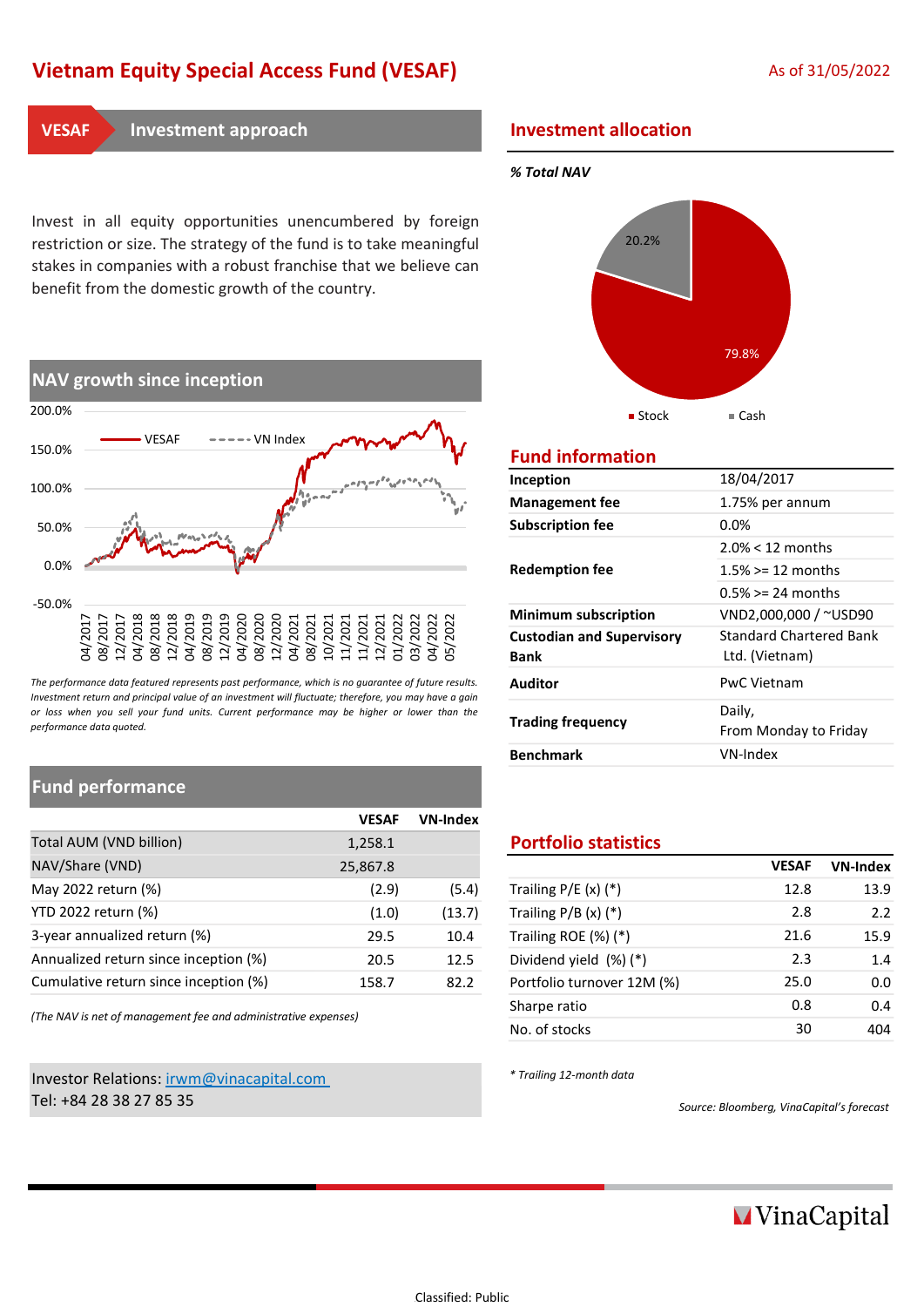# Vietnam Equity Special Access Fund (VESAF)

As of 31/05/2022

## VESAF Investment approach

Invest in all equity opportunities unencumbered by foreign restriction or size. The strategy of the fund is to take meaningful stakes in companies with a robust franchise that we believe can benefit from the domestic growth of the country.

## NAV growth since inception

*The performance data featured represents past performance, which is no guarantee of future results. Investment return and principal value of an investment will fluctuate; therefore, you may have a gain or loss when you sell your fund units. Current performance may be higher or lower than the performance data quoted.*

## Fund performance

| | VESAF | VN-Index |
|---|---|---|
| Total AUM (VND billion) | 1,258.1 | |
| NAV/Share (VND) | 25,867.8 | |
| May 2022 return (%) | (2.9) | (5.4) |
| YTD 2022 return (%) | (1.0) | (13.7) |
| 3-year annualized return (%) | 29.5 | 10.4 |
| Annualized return since inception (%) | 20.5 | 12.5 |
| Cumulative return since inception (%) | 158.7 | 82.2 |

*(The NAV is net of management fee and administrative expenses)*

Investor Relations: irwm@vinacapital.com
Tel: +84 28 38 27 85 35

## Investment allocation

*% Total NAV*

- Stock: 79.8%
- Cash: 20.2%

## Fund information

| | |
|---|---|
| **Inception** | 18/04/2017 |
| **Management fee** | 1.75% per annum |
| **Subscription fee** | 0.0% |
| **Redemption fee** | 2.0% < 12 months<br>1.5% >= 12 months<br>0.5% >= 24 months |
| **Minimum subscription** | VND2,000,000 / ~USD90 |
| **Custodian and Supervisory Bank** | Standard Chartered Bank Ltd. (Vietnam) |
| **Auditor** | PwC Vietnam |
| **Trading frequency** | Daily, From Monday to Friday |
| **Benchmark** | VN-Index |

## Portfolio statistics

| | VESAF | VN-Index |
|---|---|---|
| Trailing P/E (x) (*) | 12.8 | 13.9 |
| Trailing P/B (x) (*) | 2.8 | 2.2 |
| Trailing ROE (%) (*) | 21.6 | 15.9 |
| Dividend yield (%) (*) | 2.3 | 1.4 |
| Portfolio turnover 12M (%) | 25.0 | 0.0 |
| Sharpe ratio | 0.8 | 0.4 |
| No. of stocks | 30 | 404 |

*\* Trailing 12-month data*

*Source: Bloomberg, VinaCapital's forecast*

VinaCapital

Classified: Public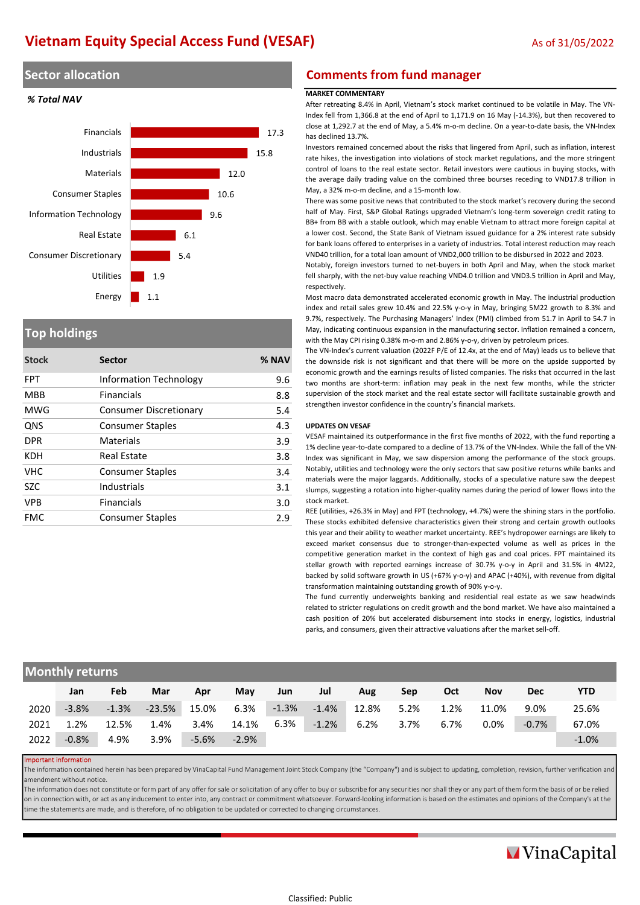# Vietnam Equity Special Access Fund (VESAF)

As of 31/05/2022

## Sector allocation

*% Total NAV*

Financials 17.3
Industrials 15.8
Materials 12.0
Consumer Staples 10.6
Information Technology 9.6
Real Estate 6.1
Consumer Discretionary 5.4
Utilities 1.9
Energy 1.1

## Top holdings

| Stock | Sector | % NAV |
|---|---|---|
| FPT | Information Technology | 9.6 |
| MBB | Financials | 8.8 |
| MWG | Consumer Discretionary | 5.4 |
| QNS | Consumer Staples | 4.3 |
| DPR | Materials | 3.9 |
| KDH | Real Estate | 3.8 |
| VHC | Consumer Staples | 3.4 |
| SZC | Industrials | 3.1 |
| VPB | Financials | 3.0 |
| FMC | Consumer Staples | 2.9 |

## Comments from fund manager

**MARKET COMMENTARY**

After retreating 8.4% in April, Vietnam's stock market continued to be volatile in May. The VN-Index fell from 1,366.8 at the end of April to 1,171.9 on 16 May (-14.3%), but then recovered to close at 1,292.7 at the end of May, a 5.4% m-o-m decline. On a year-to-date basis, the VN-Index has declined 13.7%.

Investors remained concerned about the risks that lingered from April, such as inflation, interest rate hikes, the investigation into violations of stock market regulations, and the more stringent control of loans to the real estate sector. Retail investors were cautious in buying stocks, with the average daily trading value on the combined three bourses receding to VND17.8 trillion in May, a 32% m-o-m decline, and a 15-month low.

There was some positive news that contributed to the stock market's recovery during the second half of May. First, S&P Global Ratings upgraded Vietnam's long-term sovereign credit rating to BB+ from BB with a stable outlook, which may enable Vietnam to attract more foreign capital at a lower cost. Second, the State Bank of Vietnam issued guidance for a 2% interest rate subsidy for bank loans offered to enterprises in a variety of industries. Total interest reduction may reach VND40 trillion, for a total loan amount of VND2,000 trillion to be disbursed in 2022 and 2023. Notably, foreign investors turned to net-buyers in both April and May, when the stock market fell sharply, with the net-buy value reaching VND4.0 trillion and VND3.5 trillion in April and May, respectively.

Most macro data demonstrated accelerated economic growth in May. The industrial production index and retail sales grew 10.4% and 22.5% y-o-y in May, bringing 5M22 growth to 8.3% and 9.7%, respectively. The Purchasing Managers' Index (PMI) climbed from 51.7 in April to 54.7 in May, indicating continuous expansion in the manufacturing sector. Inflation remained a concern, with the May CPI rising 0.38% m-o-m and 2.86% y-o-y, driven by petroleum prices.

The VN-Index's current valuation (2022F P/E of 12.4x, at the end of May) leads us to believe that the downside risk is not significant and that there will be more on the upside supported by economic growth and the earnings results of listed companies. The risks that occurred in the last two months are short-term: inflation may peak in the next few months, while the stricter supervision of the stock market and the real estate sector will facilitate sustainable growth and strengthen investor confidence in the country's financial markets.

**UPDATES ON VESAF**

VESAF maintained its outperformance in the first five months of 2022, with the fund reporting a 1% decline year-to-date compared to a decline of 13.7% of the VN-Index. While the fall of the VN-Index was significant in May, we saw dispersion among the performance of the stock groups. Notably, utilities and technology were the only sectors that saw positive returns while banks and materials were the major laggards. Additionally, stocks of a speculative nature saw the deepest slumps, suggesting a rotation into higher-quality names during the period of lower flows into the stock market.

REE (utilities, +26.3% in May) and FPT (technology, +4.7%) were the shining stars in the portfolio. These stocks exhibited defensive characteristics given their strong and certain growth outlooks this year and their ability to weather market uncertainty. REE's hydropower earnings are likely to exceed market consensus due to stronger-than-expected volume as well as prices in the competitive generation market in the context of high gas and coal prices. FPT maintained its stellar growth with reported earnings increase of 30.7% y-o-y in April and 31.5% in 4M22, backed by solid software growth in US (+67% y-o-y) and APAC (+40%), with revenue from digital transformation maintaining outstanding growth of 90% y-o-y.

The fund currently underweights banking and residential real estate as we saw headwinds related to stricter regulations on credit growth and the bond market. We have also maintained a cash position of 20% but accelerated disbursement into stocks in energy, logistics, industrial parks, and consumers, given their attractive valuations after the market sell-off.

## Monthly returns

| | Jan | Feb | Mar | Apr | May | Jun | Jul | Aug | Sep | Oct | Nov | Dec | YTD |
|---|---|---|---|---|---|---|---|---|---|---|---|---|---|
| 2020 | -3.8% | -1.3% | -23.5% | 15.0% | 6.3% | -1.3% | -1.4% | 12.8% | 5.2% | 1.2% | 11.0% | 9.0% | 25.6% |
| 2021 | 1.2% | 12.5% | 1.4% | 3.4% | 14.1% | 6.3% | -1.2% | 6.2% | 3.7% | 6.7% | 0.0% | -0.7% | 67.0% |
| 2022 | -0.8% | 4.9% | 3.9% | -5.6% | -2.9% | | | | | | | | -1.0% |

Important information

The information contained herein has been prepared by VinaCapital Fund Management Joint Stock Company (the "Company") and is subject to updating, completion, revision, further verification and amendment without notice.

The information does not constitute or form part of any offer for sale or solicitation of any offer to buy or subscribe for any securities nor shall they or any part of them form the basis of or be relied on in connection with, or act as any inducement to enter into, any contract or commitment whatsoever. Forward-looking information is based on the estimates and opinions of the Company's at the time the statements are made, and is therefore, of no obligation to be updated or corrected to changing circumstances.

VinaCapital

Classified: Public